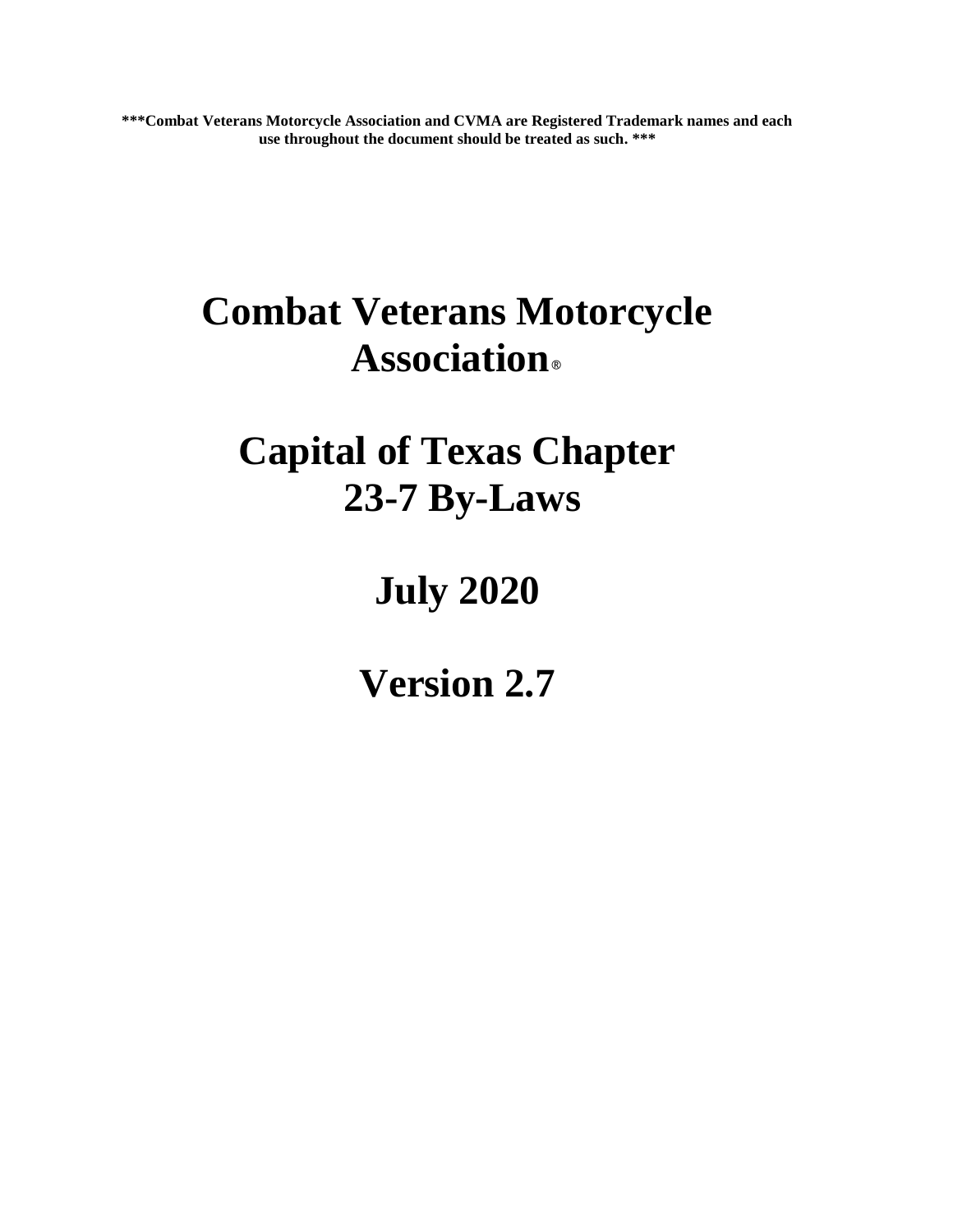**\*\*\*Combat Veterans Motorcycle Association and CVMA are Registered Trademark names and each use throughout the document should be treated as such. \*\*\***

# Combat Veterans Motorcycle Association®

# Capital of Texas Chapter 23-7 By-Laws

# July 2020

# Version 2.7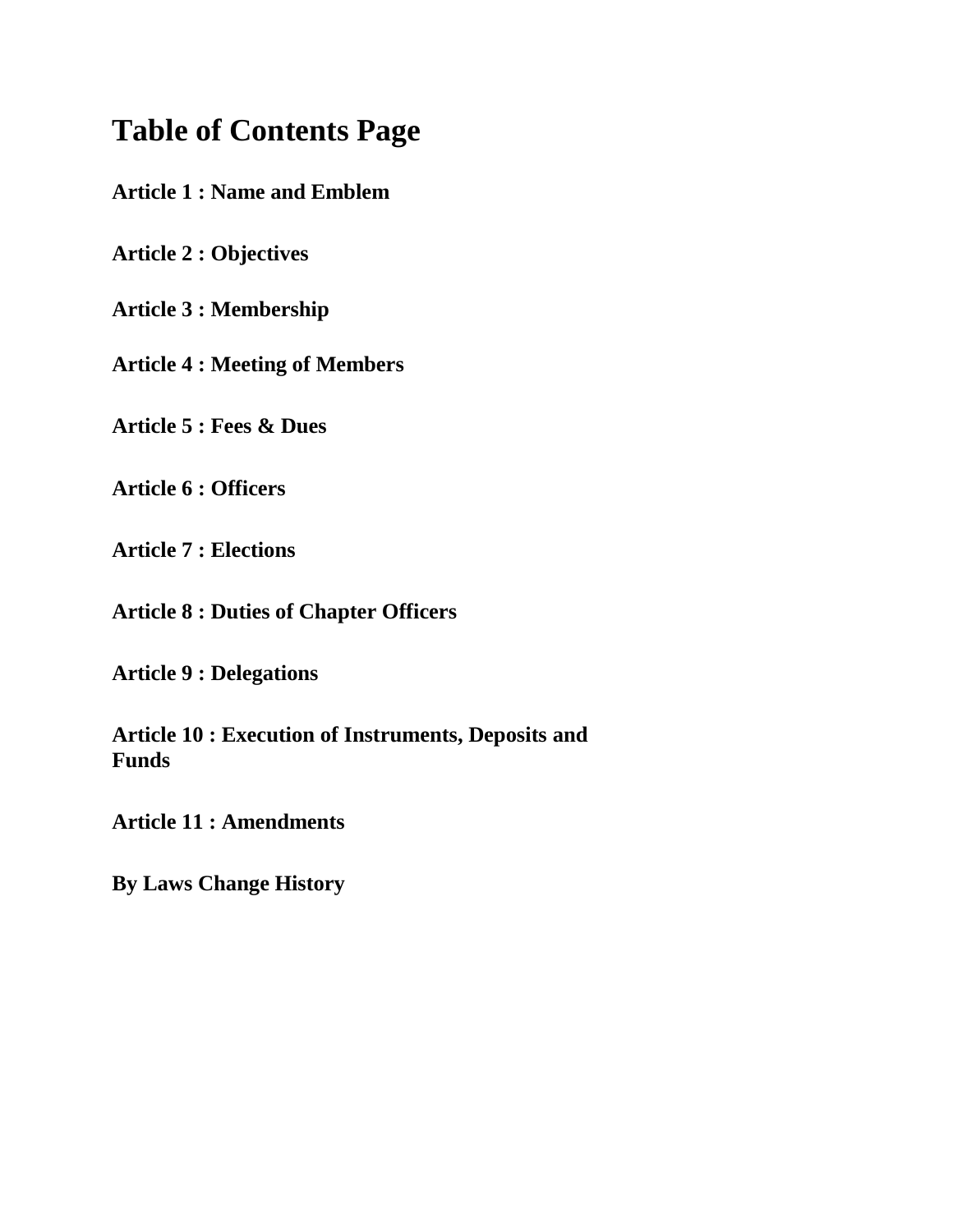# Table of Contents Page

**Article 1 : Name and Emblem**

**Article 2 : Objectives**

**Article 3 : Membership**

**Article 4 : Meeting of Members**

**Article 5 : Fees & Dues**

**Article 6 : Officers**

**Article 7 : Elections**

**Article 8 : Duties of Chapter Officers**

**Article 9 : Delegations**

**Article 10 : Execution of Instruments, Deposits and Funds**

**Article 11 : Amendments**

**By Laws Change History**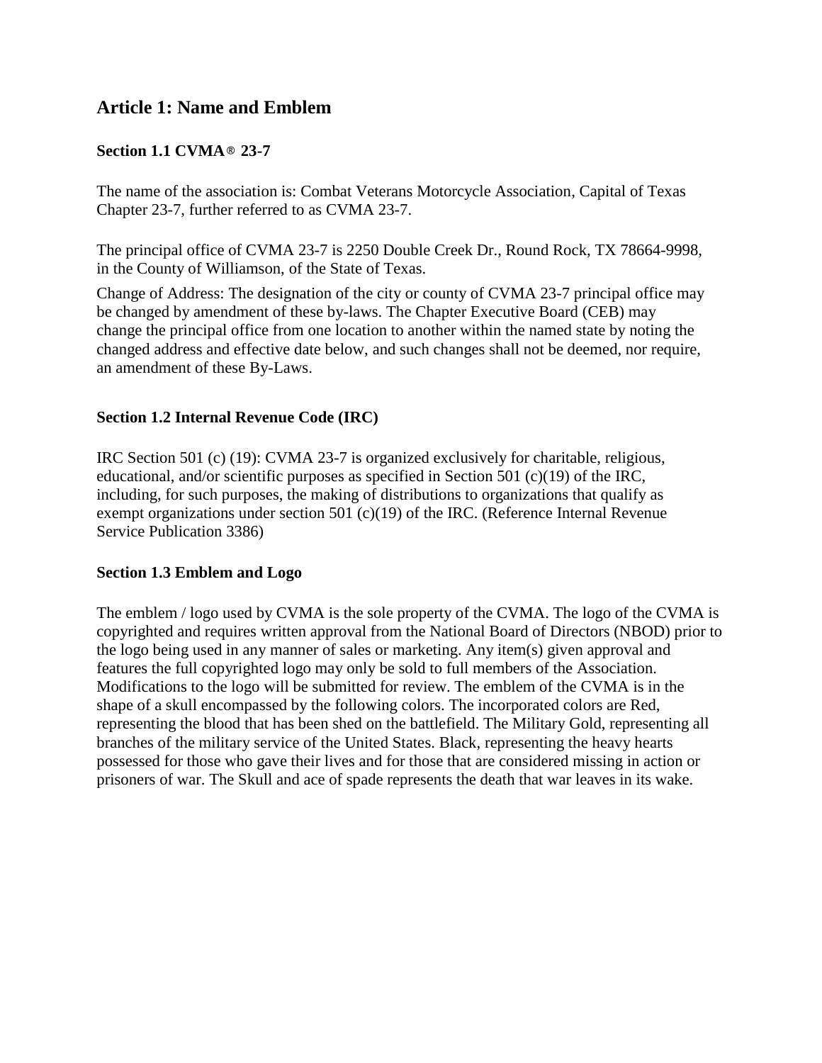## Article 1: Name and Emblem

### Section 1.1 CVMA® 23-7

The name of the association is: Combat Veterans Motorcycle Association, Capital of Texas Chapter 23-7, further referred to as CVMA 23-7.

The principal office of CVMA 23-7 is 2250 Double Creek Dr., Round Rock, TX 78664-9998, in the County of Williamson, of the State of Texas.

Change of Address: The designation of the city or county of CVMA 23-7 principal office may be changed by amendment of these by-laws. The Chapter Executive Board (CEB) may change the principal office from one location to another within the named state by noting the changed address and effective date below, and such changes shall not be deemed, nor require, an amendment of these By-Laws.

### Section 1.2 Internal Revenue Code (IRC)

IRC Section 501 (c) (19): CVMA 23-7 is organized exclusively for charitable, religious, educational, and/or scientific purposes as specified in Section 501 (c)(19) of the IRC, including, for such purposes, the making of distributions to organizations that qualify as exempt organizations under section 501 (c)(19) of the IRC. (Reference Internal Revenue Service Publication 3386)

### Section 1.3 Emblem and Logo

The emblem / logo used by CVMA is the sole property of the CVMA. The logo of the CVMA is copyrighted and requires written approval from the National Board of Directors (NBOD) prior to the logo being used in any manner of sales or marketing. Any item(s) given approval and features the full copyrighted logo may only be sold to full members of the Association. Modifications to the logo will be submitted for review. The emblem of the CVMA is in the shape of a skull encompassed by the following colors. The incorporated colors are Red, representing the blood that has been shed on the battlefield. The Military Gold, representing all branches of the military service of the United States. Black, representing the heavy hearts possessed for those who gave their lives and for those that are considered missing in action or prisoners of war. The Skull and ace of spade represents the death that war leaves in its wake.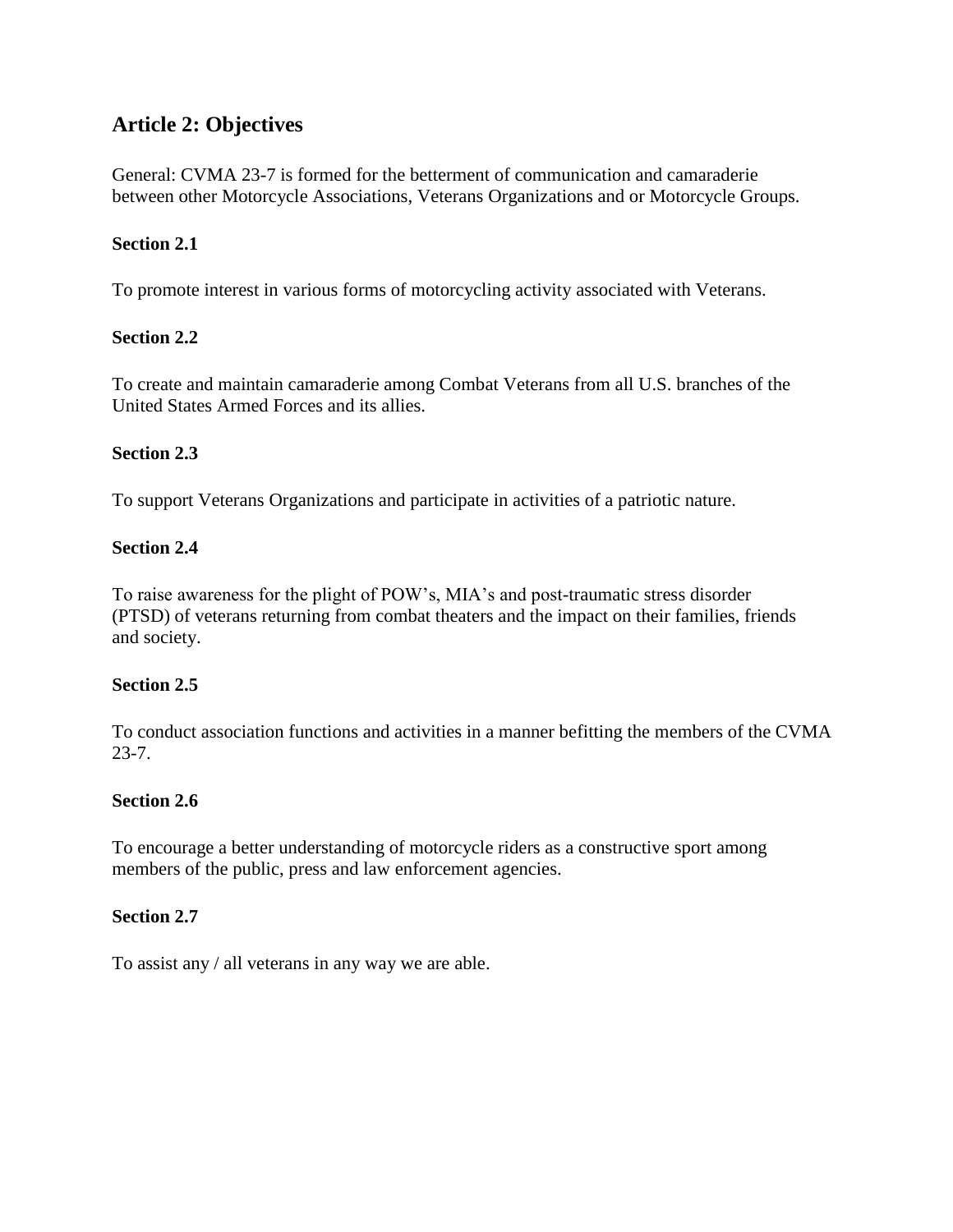## Article 2: Objectives

General: CVMA 23-7 is formed for the betterment of communication and camaraderie between other Motorcycle Associations, Veterans Organizations and or Motorcycle Groups.

**Section 2.1**

To promote interest in various forms of motorcycling activity associated with Veterans.

**Section 2.2**

To create and maintain camaraderie among Combat Veterans from all U.S. branches of the United States Armed Forces and its allies.

**Section 2.3**

To support Veterans Organizations and participate in activities of a patriotic nature.

**Section 2.4**

To raise awareness for the plight of POW's, MIA's and post-traumatic stress disorder (PTSD) of veterans returning from combat theaters and the impact on their families, friends and society.

**Section 2.5**

To conduct association functions and activities in a manner befitting the members of the CVMA 23-7.

**Section 2.6**

To encourage a better understanding of motorcycle riders as a constructive sport among members of the public, press and law enforcement agencies.

**Section 2.7**

To assist any / all veterans in any way we are able.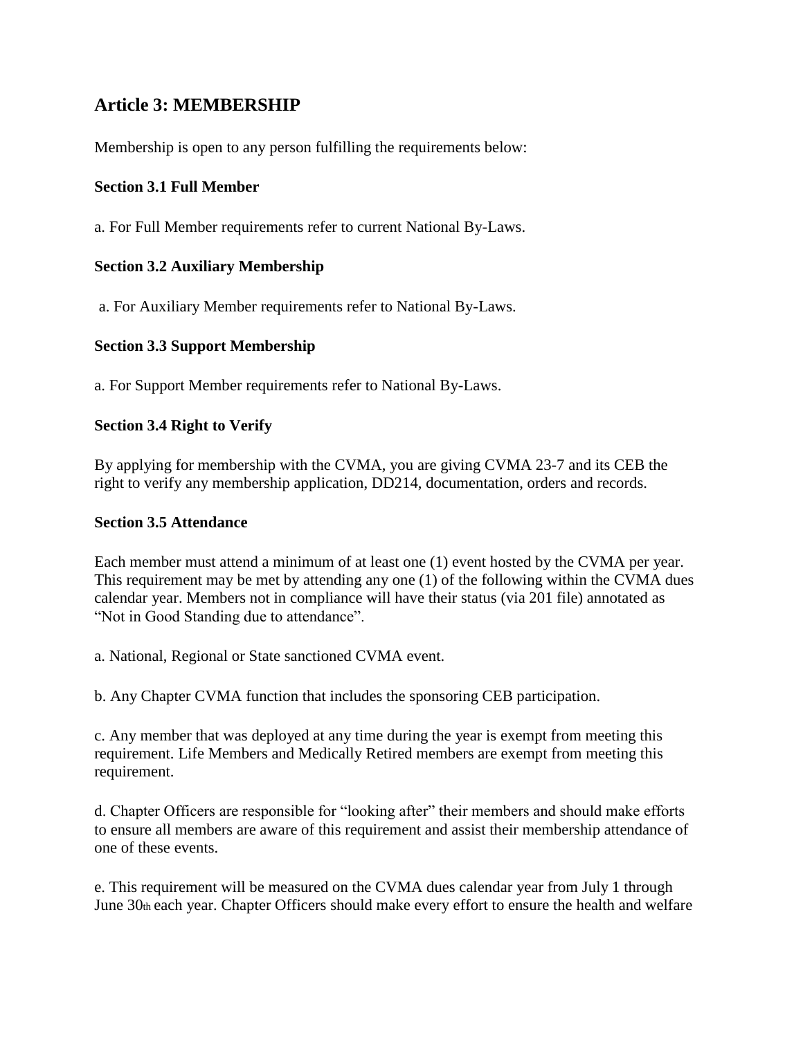## Article 3: MEMBERSHIP

Membership is open to any person fulfilling the requirements below:

### Section 3.1 Full Member

a. For Full Member requirements refer to current National By-Laws.

### Section 3.2 Auxiliary Membership

a. For Auxiliary Member requirements refer to National By-Laws.

### Section 3.3 Support Membership

a. For Support Member requirements refer to National By-Laws.

### Section 3.4 Right to Verify

By applying for membership with the CVMA, you are giving CVMA 23-7 and its CEB the right to verify any membership application, DD214, documentation, orders and records.

### Section 3.5 Attendance

Each member must attend a minimum of at least one (1) event hosted by the CVMA per year. This requirement may be met by attending any one (1) of the following within the CVMA dues calendar year. Members not in compliance will have their status (via 201 file) annotated as "Not in Good Standing due to attendance".

a. National, Regional or State sanctioned CVMA event.

b. Any Chapter CVMA function that includes the sponsoring CEB participation.

c. Any member that was deployed at any time during the year is exempt from meeting this requirement. Life Members and Medically Retired members are exempt from meeting this requirement.

d. Chapter Officers are responsible for "looking after" their members and should make efforts to ensure all members are aware of this requirement and assist their membership attendance of one of these events.

e. This requirement will be measured on the CVMA dues calendar year from July 1 through June 30th each year. Chapter Officers should make every effort to ensure the health and welfare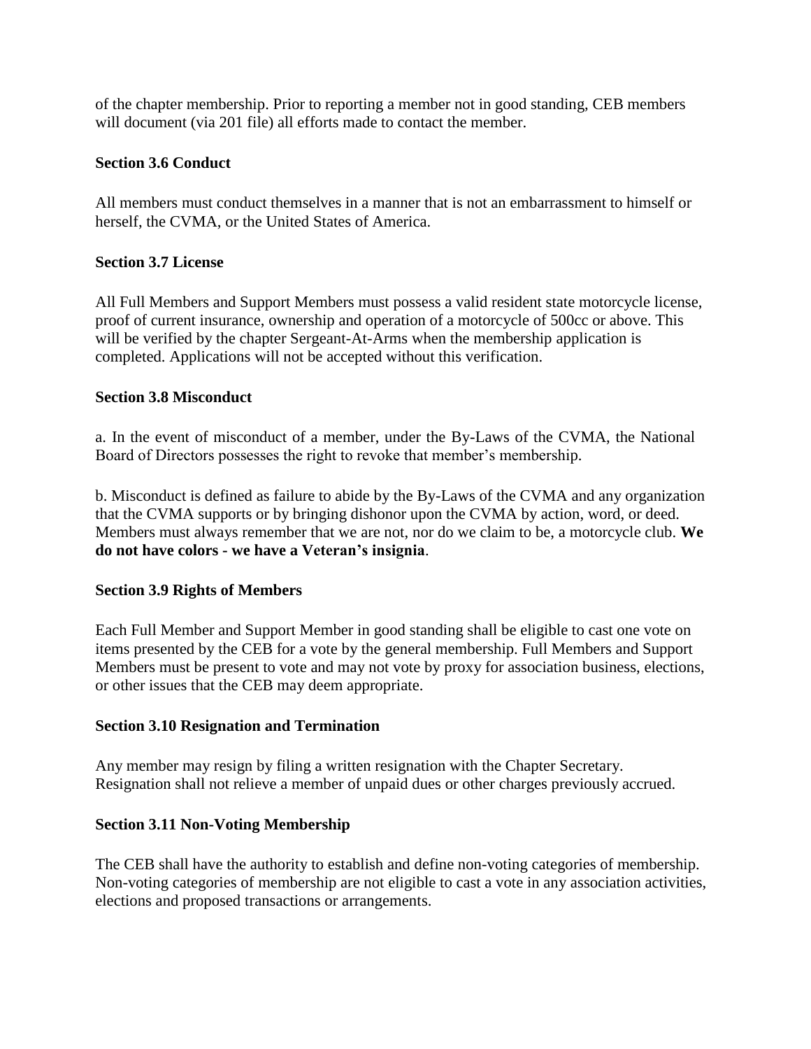of the chapter membership. Prior to reporting a member not in good standing, CEB members will document (via 201 file) all efforts made to contact the member.

**Section 3.6 Conduct**

All members must conduct themselves in a manner that is not an embarrassment to himself or herself, the CVMA, or the United States of America.

**Section 3.7 License**

All Full Members and Support Members must possess a valid resident state motorcycle license, proof of current insurance, ownership and operation of a motorcycle of 500cc or above. This will be verified by the chapter Sergeant-At-Arms when the membership application is completed. Applications will not be accepted without this verification.

**Section 3.8 Misconduct**

a. In the event of misconduct of a member, under the By-Laws of the CVMA, the National Board of Directors possesses the right to revoke that member's membership.

b. Misconduct is defined as failure to abide by the By-Laws of the CVMA and any organization that the CVMA supports or by bringing dishonor upon the CVMA by action, word, or deed. Members must always remember that we are not, nor do we claim to be, a motorcycle club. **We do not have colors - we have a Veteran's insignia**.

**Section 3.9 Rights of Members**

Each Full Member and Support Member in good standing shall be eligible to cast one vote on items presented by the CEB for a vote by the general membership. Full Members and Support Members must be present to vote and may not vote by proxy for association business, elections, or other issues that the CEB may deem appropriate.

**Section 3.10 Resignation and Termination**

Any member may resign by filing a written resignation with the Chapter Secretary. Resignation shall not relieve a member of unpaid dues or other charges previously accrued.

**Section 3.11 Non-Voting Membership**

The CEB shall have the authority to establish and define non-voting categories of membership. Non-voting categories of membership are not eligible to cast a vote in any association activities, elections and proposed transactions or arrangements.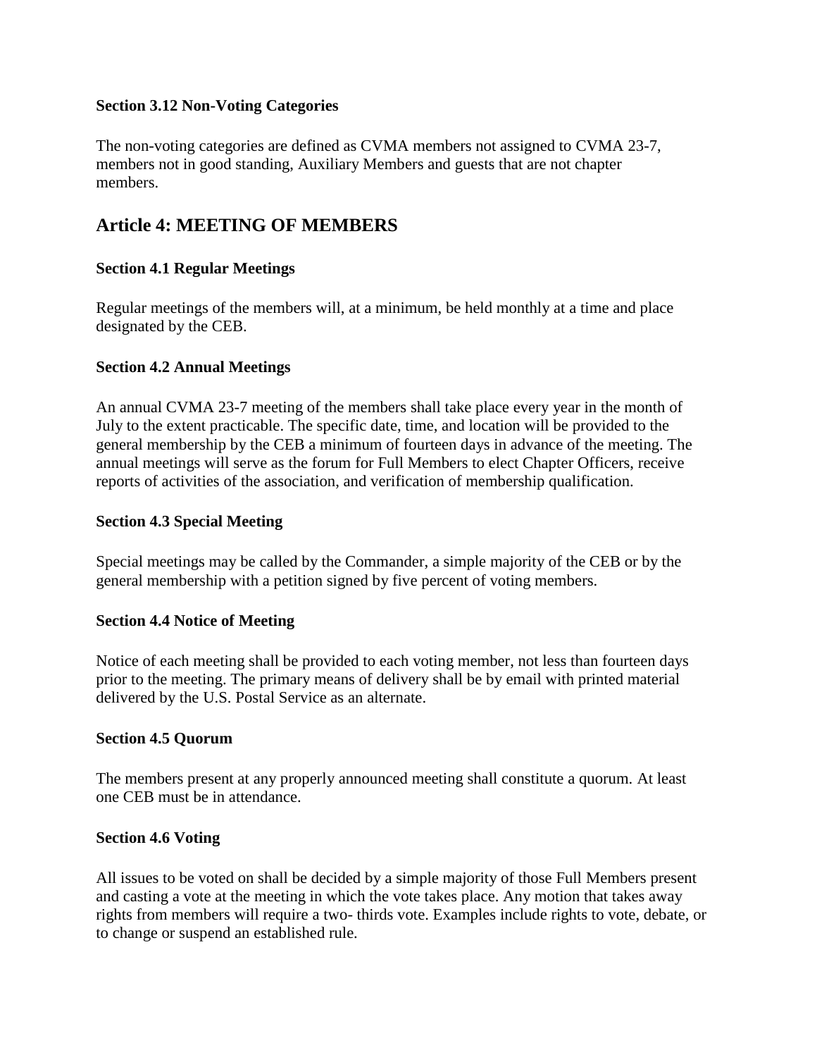### Section 3.12 Non-Voting Categories

The non-voting categories are defined as CVMA members not assigned to CVMA 23-7, members not in good standing, Auxiliary Members and guests that are not chapter members.

## Article 4: MEETING OF MEMBERS

### Section 4.1 Regular Meetings

Regular meetings of the members will, at a minimum, be held monthly at a time and place designated by the CEB.

### Section 4.2 Annual Meetings

An annual CVMA 23-7 meeting of the members shall take place every year in the month of July to the extent practicable. The specific date, time, and location will be provided to the general membership by the CEB a minimum of fourteen days in advance of the meeting. The annual meetings will serve as the forum for Full Members to elect Chapter Officers, receive reports of activities of the association, and verification of membership qualification.

### Section 4.3 Special Meeting

Special meetings may be called by the Commander, a simple majority of the CEB or by the general membership with a petition signed by five percent of voting members.

### Section 4.4 Notice of Meeting

Notice of each meeting shall be provided to each voting member, not less than fourteen days prior to the meeting. The primary means of delivery shall be by email with printed material delivered by the U.S. Postal Service as an alternate.

### Section 4.5 Quorum

The members present at any properly announced meeting shall constitute a quorum. At least one CEB must be in attendance.

### Section 4.6 Voting

All issues to be voted on shall be decided by a simple majority of those Full Members present and casting a vote at the meeting in which the vote takes place. Any motion that takes away rights from members will require a two- thirds vote. Examples include rights to vote, debate, or to change or suspend an established rule.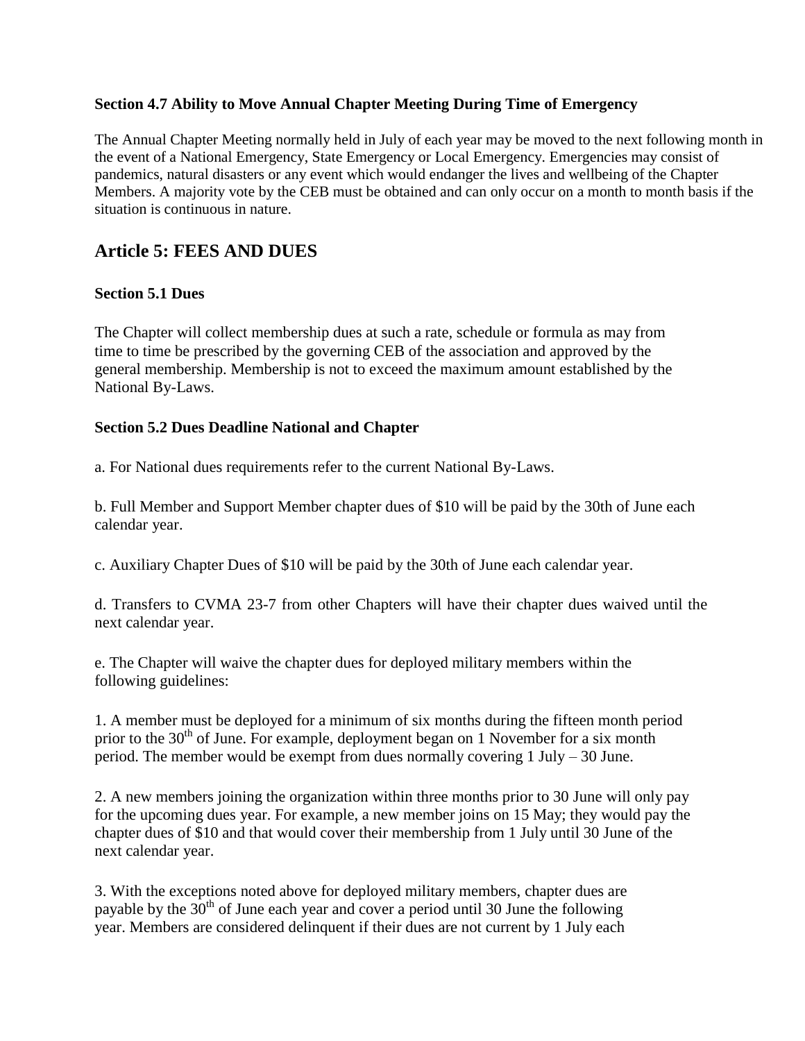### Section 4.7 Ability to Move Annual Chapter Meeting During Time of Emergency

The Annual Chapter Meeting normally held in July of each year may be moved to the next following month in the event of a National Emergency, State Emergency or Local Emergency. Emergencies may consist of pandemics, natural disasters or any event which would endanger the lives and wellbeing of the Chapter Members. A majority vote by the CEB must be obtained and can only occur on a month to month basis if the situation is continuous in nature.

## Article 5: FEES AND DUES

### Section 5.1 Dues

The Chapter will collect membership dues at such a rate, schedule or formula as may from time to time be prescribed by the governing CEB of the association and approved by the general membership. Membership is not to exceed the maximum amount established by the National By-Laws.

### Section 5.2 Dues Deadline National and Chapter

a. For National dues requirements refer to the current National By-Laws.

b. Full Member and Support Member chapter dues of $10 will be paid by the 30th of June each calendar year.

c. Auxiliary Chapter Dues of $10 will be paid by the 30th of June each calendar year.

d. Transfers to CVMA 23-7 from other Chapters will have their chapter dues waived until the next calendar year.

e. The Chapter will waive the chapter dues for deployed military members within the following guidelines:

1. A member must be deployed for a minimum of six months during the fifteen month period prior to the 30th of June. For example, deployment began on 1 November for a six month period. The member would be exempt from dues normally covering 1 July – 30 June.

2. A new members joining the organization within three months prior to 30 June will only pay for the upcoming dues year. For example, a new member joins on 15 May; they would pay the chapter dues of $10 and that would cover their membership from 1 July until 30 June of the next calendar year.

3. With the exceptions noted above for deployed military members, chapter dues are payable by the 30th of June each year and cover a period until 30 June the following year. Members are considered delinquent if their dues are not current by 1 July each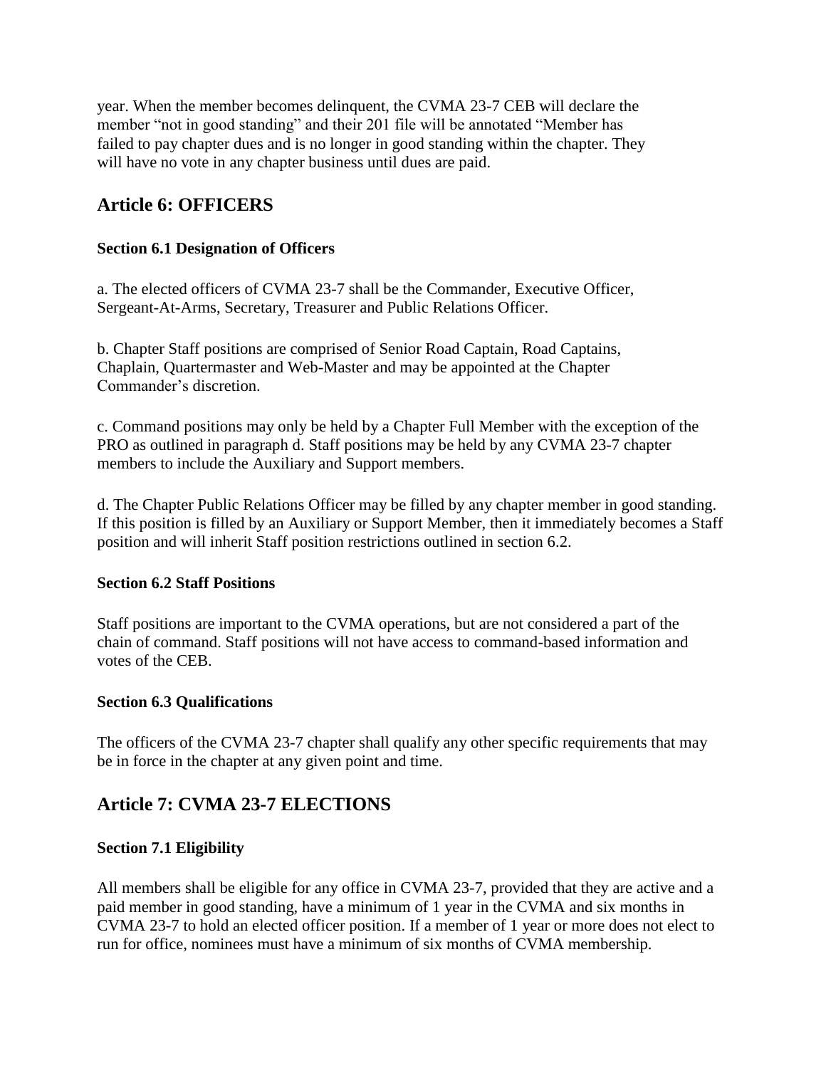year. When the member becomes delinquent, the CVMA 23-7 CEB will declare the member "not in good standing" and their 201 file will be annotated "Member has failed to pay chapter dues and is no longer in good standing within the chapter. They will have no vote in any chapter business until dues are paid.

## Article 6: OFFICERS

### Section 6.1 Designation of Officers

a. The elected officers of CVMA 23-7 shall be the Commander, Executive Officer, Sergeant-At-Arms, Secretary, Treasurer and Public Relations Officer.

b. Chapter Staff positions are comprised of Senior Road Captain, Road Captains, Chaplain, Quartermaster and Web-Master and may be appointed at the Chapter Commander's discretion.

c. Command positions may only be held by a Chapter Full Member with the exception of the PRO as outlined in paragraph d. Staff positions may be held by any CVMA 23-7 chapter members to include the Auxiliary and Support members.

d. The Chapter Public Relations Officer may be filled by any chapter member in good standing. If this position is filled by an Auxiliary or Support Member, then it immediately becomes a Staff position and will inherit Staff position restrictions outlined in section 6.2.

### Section 6.2 Staff Positions

Staff positions are important to the CVMA operations, but are not considered a part of the chain of command. Staff positions will not have access to command-based information and votes of the CEB.

### Section 6.3 Qualifications

The officers of the CVMA 23-7 chapter shall qualify any other specific requirements that may be in force in the chapter at any given point and time.

## Article 7: CVMA 23-7 ELECTIONS

### Section 7.1 Eligibility

All members shall be eligible for any office in CVMA 23-7, provided that they are active and a paid member in good standing, have a minimum of 1 year in the CVMA and six months in CVMA 23-7 to hold an elected officer position. If a member of 1 year or more does not elect to run for office, nominees must have a minimum of six months of CVMA membership.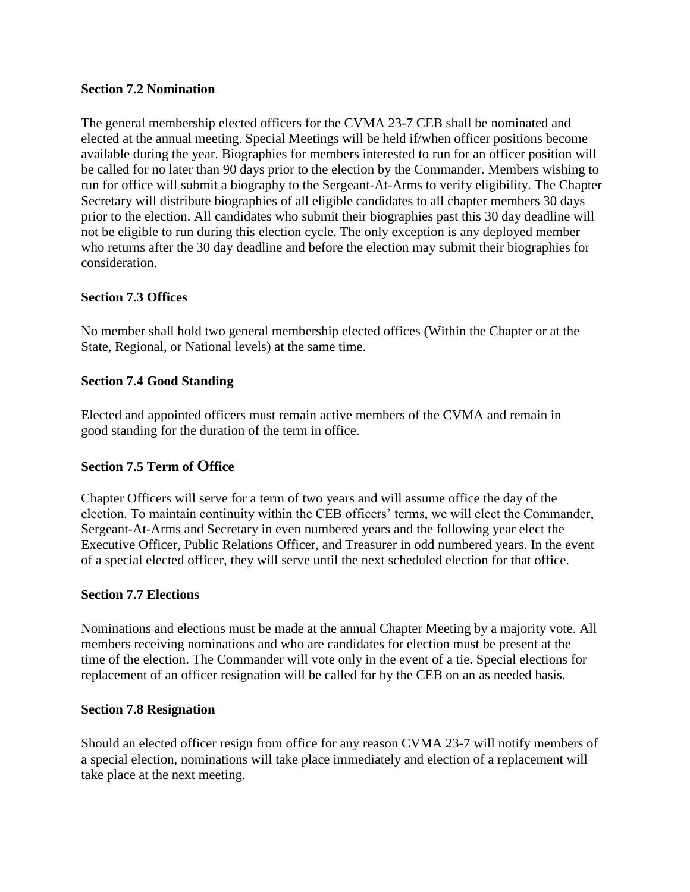**Section 7.2 Nomination**

The general membership elected officers for the CVMA 23-7 CEB shall be nominated and elected at the annual meeting. Special Meetings will be held if/when officer positions become available during the year. Biographies for members interested to run for an officer position will be called for no later than 90 days prior to the election by the Commander. Members wishing to run for office will submit a biography to the Sergeant-At-Arms to verify eligibility. The Chapter Secretary will distribute biographies of all eligible candidates to all chapter members 30 days prior to the election. All candidates who submit their biographies past this 30 day deadline will not be eligible to run during this election cycle. The only exception is any deployed member who returns after the 30 day deadline and before the election may submit their biographies for consideration.

**Section 7.3 Offices**

No member shall hold two general membership elected offices (Within the Chapter or at the State, Regional, or National levels) at the same time.

**Section 7.4 Good Standing**

Elected and appointed officers must remain active members of the CVMA and remain in good standing for the duration of the term in office.

**Section 7.5 Term of Office**

Chapter Officers will serve for a term of two years and will assume office the day of the election. To maintain continuity within the CEB officers' terms, we will elect the Commander, Sergeant-At-Arms and Secretary in even numbered years and the following year elect the Executive Officer, Public Relations Officer, and Treasurer in odd numbered years. In the event of a special elected officer, they will serve until the next scheduled election for that office.

**Section 7.7 Elections**

Nominations and elections must be made at the annual Chapter Meeting by a majority vote. All members receiving nominations and who are candidates for election must be present at the time of the election. The Commander will vote only in the event of a tie. Special elections for replacement of an officer resignation will be called for by the CEB on an as needed basis.

**Section 7.8 Resignation**

Should an elected officer resign from office for any reason CVMA 23-7 will notify members of a special election, nominations will take place immediately and election of a replacement will take place at the next meeting.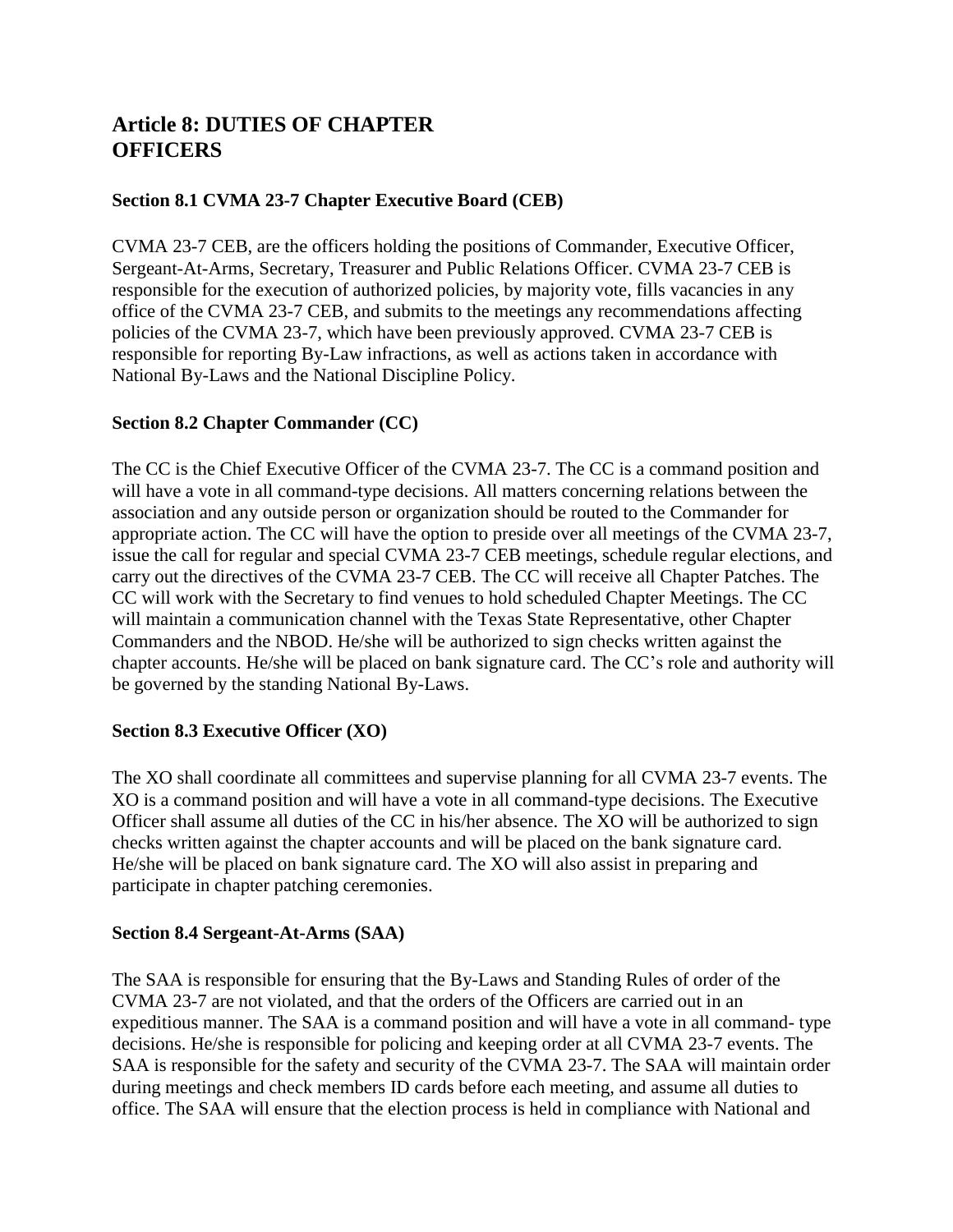# Article 8: DUTIES OF CHAPTER OFFICERS

### Section 8.1 CVMA 23-7 Chapter Executive Board (CEB)

CVMA 23-7 CEB, are the officers holding the positions of Commander, Executive Officer, Sergeant-At-Arms, Secretary, Treasurer and Public Relations Officer. CVMA 23-7 CEB is responsible for the execution of authorized policies, by majority vote, fills vacancies in any office of the CVMA 23-7 CEB, and submits to the meetings any recommendations affecting policies of the CVMA 23-7, which have been previously approved. CVMA 23-7 CEB is responsible for reporting By-Law infractions, as well as actions taken in accordance with National By-Laws and the National Discipline Policy.

### Section 8.2 Chapter Commander (CC)

The CC is the Chief Executive Officer of the CVMA 23-7. The CC is a command position and will have a vote in all command-type decisions. All matters concerning relations between the association and any outside person or organization should be routed to the Commander for appropriate action. The CC will have the option to preside over all meetings of the CVMA 23-7, issue the call for regular and special CVMA 23-7 CEB meetings, schedule regular elections, and carry out the directives of the CVMA 23-7 CEB. The CC will receive all Chapter Patches. The CC will work with the Secretary to find venues to hold scheduled Chapter Meetings. The CC will maintain a communication channel with the Texas State Representative, other Chapter Commanders and the NBOD. He/she will be authorized to sign checks written against the chapter accounts. He/she will be placed on bank signature card. The CC's role and authority will be governed by the standing National By-Laws.

### Section 8.3 Executive Officer (XO)

The XO shall coordinate all committees and supervise planning for all CVMA 23-7 events. The XO is a command position and will have a vote in all command-type decisions. The Executive Officer shall assume all duties of the CC in his/her absence. The XO will be authorized to sign checks written against the chapter accounts and will be placed on the bank signature card. He/she will be placed on bank signature card. The XO will also assist in preparing and participate in chapter patching ceremonies.

### Section 8.4 Sergeant-At-Arms (SAA)

The SAA is responsible for ensuring that the By-Laws and Standing Rules of order of the CVMA 23-7 are not violated, and that the orders of the Officers are carried out in an expeditious manner. The SAA is a command position and will have a vote in all command- type decisions. He/she is responsible for policing and keeping order at all CVMA 23-7 events. The SAA is responsible for the safety and security of the CVMA 23-7. The SAA will maintain order during meetings and check members ID cards before each meeting, and assume all duties to office. The SAA will ensure that the election process is held in compliance with National and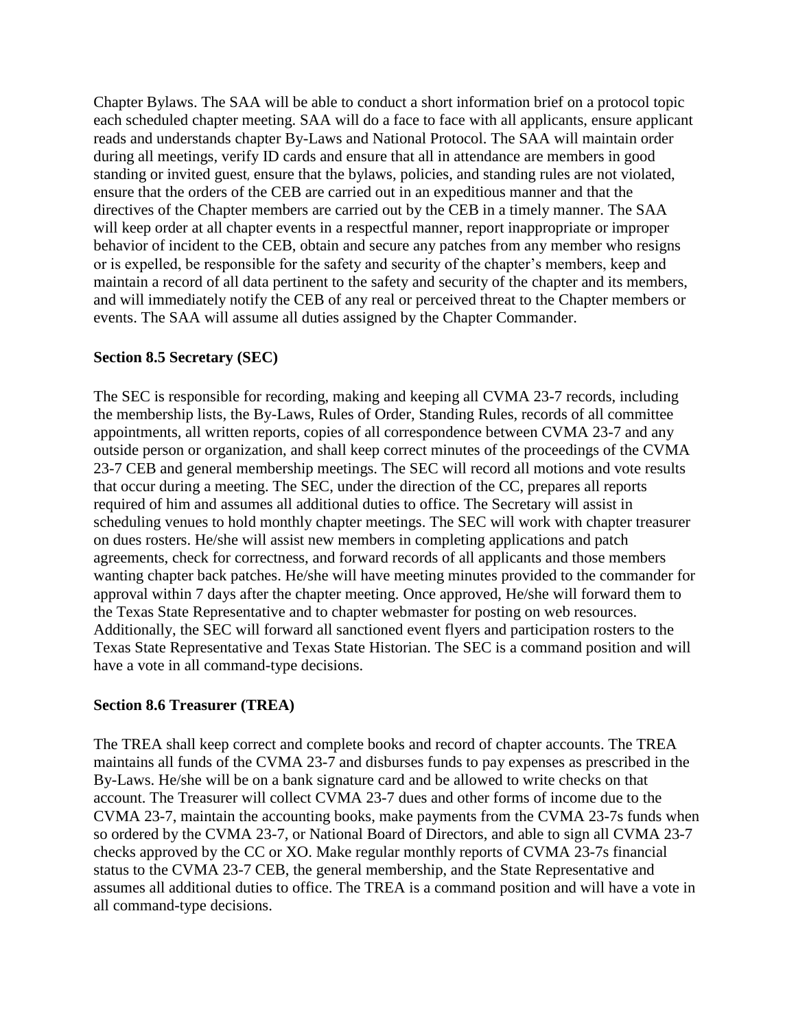Chapter Bylaws. The SAA will be able to conduct a short information brief on a protocol topic each scheduled chapter meeting. SAA will do a face to face with all applicants, ensure applicant reads and understands chapter By-Laws and National Protocol. The SAA will maintain order during all meetings, verify ID cards and ensure that all in attendance are members in good standing or invited guest, ensure that the bylaws, policies, and standing rules are not violated, ensure that the orders of the CEB are carried out in an expeditious manner and that the directives of the Chapter members are carried out by the CEB in a timely manner. The SAA will keep order at all chapter events in a respectful manner, report inappropriate or improper behavior of incident to the CEB, obtain and secure any patches from any member who resigns or is expelled, be responsible for the safety and security of the chapter's members, keep and maintain a record of all data pertinent to the safety and security of the chapter and its members, and will immediately notify the CEB of any real or perceived threat to the Chapter members or events. The SAA will assume all duties assigned by the Chapter Commander.

**Section 8.5 Secretary (SEC)**

The SEC is responsible for recording, making and keeping all CVMA 23-7 records, including the membership lists, the By-Laws, Rules of Order, Standing Rules, records of all committee appointments, all written reports, copies of all correspondence between CVMA 23-7 and any outside person or organization, and shall keep correct minutes of the proceedings of the CVMA 23-7 CEB and general membership meetings. The SEC will record all motions and vote results that occur during a meeting. The SEC, under the direction of the CC, prepares all reports required of him and assumes all additional duties to office. The Secretary will assist in scheduling venues to hold monthly chapter meetings. The SEC will work with chapter treasurer on dues rosters. He/she will assist new members in completing applications and patch agreements, check for correctness, and forward records of all applicants and those members wanting chapter back patches. He/she will have meeting minutes provided to the commander for approval within 7 days after the chapter meeting. Once approved, He/she will forward them to the Texas State Representative and to chapter webmaster for posting on web resources. Additionally, the SEC will forward all sanctioned event flyers and participation rosters to the Texas State Representative and Texas State Historian. The SEC is a command position and will have a vote in all command-type decisions.

**Section 8.6 Treasurer (TREA)**

The TREA shall keep correct and complete books and record of chapter accounts. The TREA maintains all funds of the CVMA 23-7 and disburses funds to pay expenses as prescribed in the By-Laws. He/she will be on a bank signature card and be allowed to write checks on that account. The Treasurer will collect CVMA 23-7 dues and other forms of income due to the CVMA 23-7, maintain the accounting books, make payments from the CVMA 23-7s funds when so ordered by the CVMA 23-7, or National Board of Directors, and able to sign all CVMA 23-7 checks approved by the CC or XO. Make regular monthly reports of CVMA 23-7s financial status to the CVMA 23-7 CEB, the general membership, and the State Representative and assumes all additional duties to office. The TREA is a command position and will have a vote in all command-type decisions.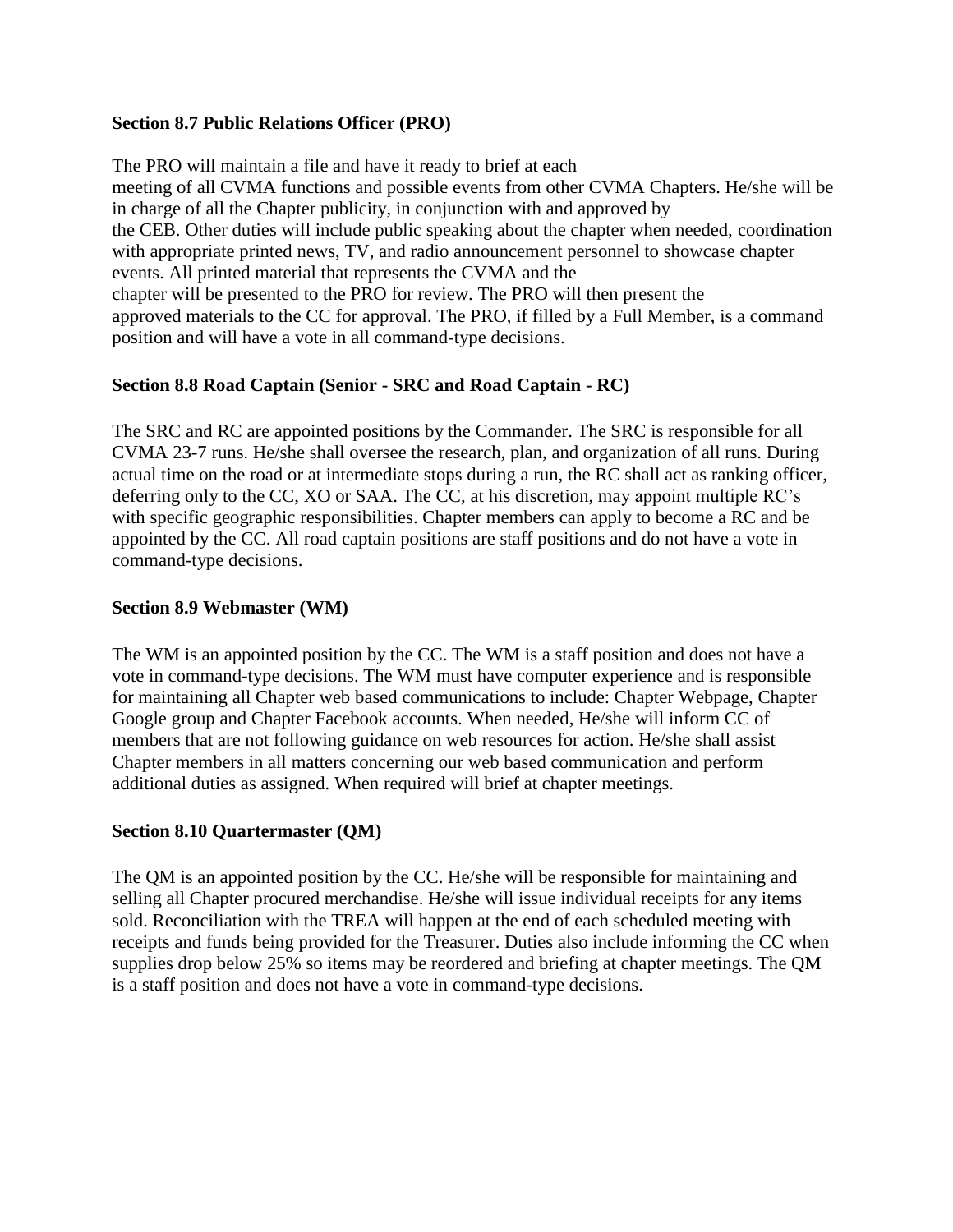**Section 8.7 Public Relations Officer (PRO)**

The PRO will maintain a file and have it ready to brief at each meeting of all CVMA functions and possible events from other CVMA Chapters. He/she will be in charge of all the Chapter publicity, in conjunction with and approved by the CEB. Other duties will include public speaking about the chapter when needed, coordination with appropriate printed news, TV, and radio announcement personnel to showcase chapter events. All printed material that represents the CVMA and the chapter will be presented to the PRO for review. The PRO will then present the approved materials to the CC for approval. The PRO, if filled by a Full Member, is a command position and will have a vote in all command-type decisions.

**Section 8.8 Road Captain (Senior - SRC and Road Captain - RC)**

The SRC and RC are appointed positions by the Commander. The SRC is responsible for all CVMA 23-7 runs. He/she shall oversee the research, plan, and organization of all runs. During actual time on the road or at intermediate stops during a run, the RC shall act as ranking officer, deferring only to the CC, XO or SAA. The CC, at his discretion, may appoint multiple RC's with specific geographic responsibilities. Chapter members can apply to become a RC and be appointed by the CC. All road captain positions are staff positions and do not have a vote in command-type decisions.

**Section 8.9 Webmaster (WM)**

The WM is an appointed position by the CC. The WM is a staff position and does not have a vote in command-type decisions. The WM must have computer experience and is responsible for maintaining all Chapter web based communications to include: Chapter Webpage, Chapter Google group and Chapter Facebook accounts. When needed, He/she will inform CC of members that are not following guidance on web resources for action. He/she shall assist Chapter members in all matters concerning our web based communication and perform additional duties as assigned. When required will brief at chapter meetings.

**Section 8.10 Quartermaster (QM)**

The QM is an appointed position by the CC. He/she will be responsible for maintaining and selling all Chapter procured merchandise. He/she will issue individual receipts for any items sold. Reconciliation with the TREA will happen at the end of each scheduled meeting with receipts and funds being provided for the Treasurer. Duties also include informing the CC when supplies drop below 25% so items may be reordered and briefing at chapter meetings. The QM is a staff position and does not have a vote in command-type decisions.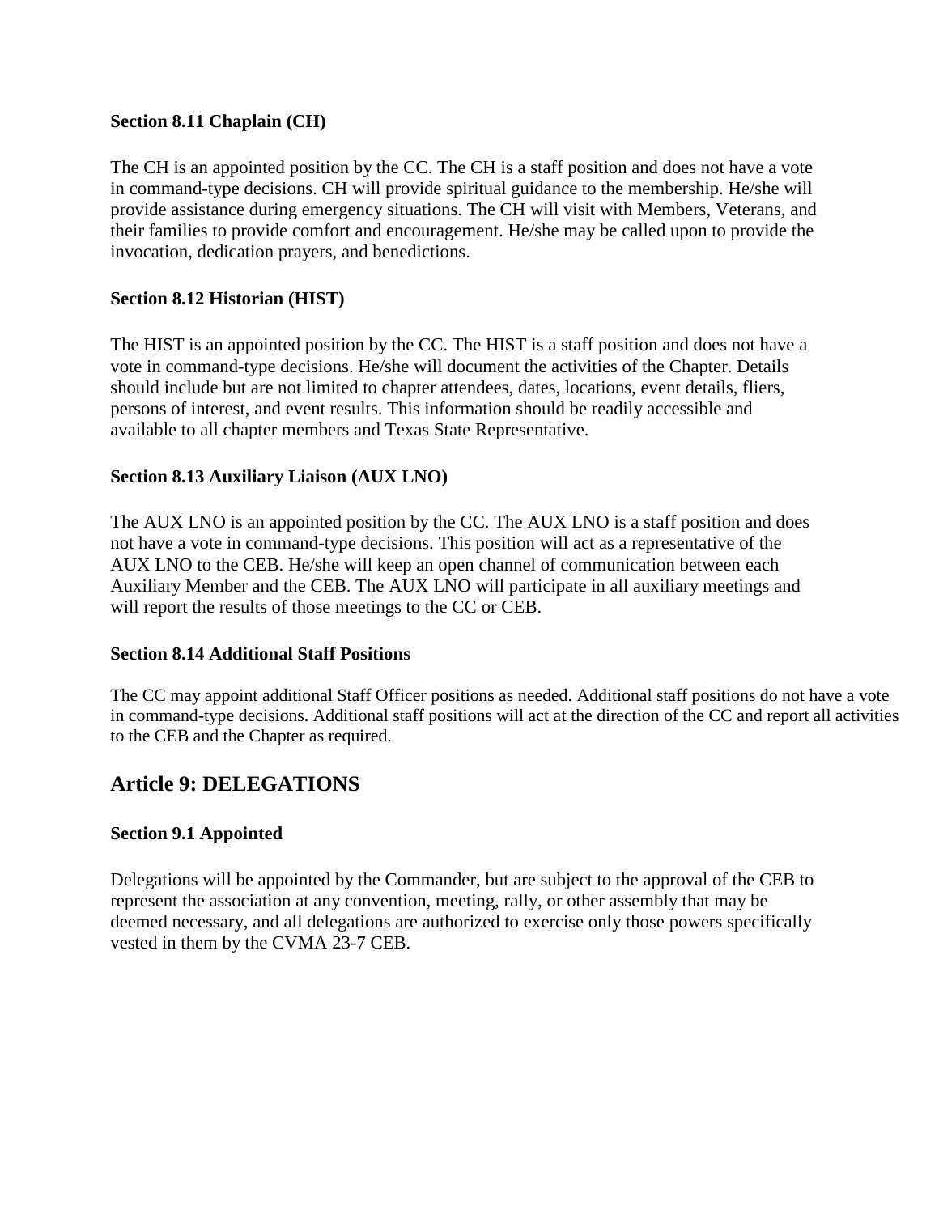### Section 8.11 Chaplain (CH)

The CH is an appointed position by the CC. The CH is a staff position and does not have a vote in command-type decisions. CH will provide spiritual guidance to the membership. He/she will provide assistance during emergency situations. The CH will visit with Members, Veterans, and their families to provide comfort and encouragement. He/she may be called upon to provide the invocation, dedication prayers, and benedictions.

### Section 8.12 Historian (HIST)

The HIST is an appointed position by the CC. The HIST is a staff position and does not have a vote in command-type decisions. He/she will document the activities of the Chapter. Details should include but are not limited to chapter attendees, dates, locations, event details, fliers, persons of interest, and event results. This information should be readily accessible and available to all chapter members and Texas State Representative.

### Section 8.13 Auxiliary Liaison (AUX LNO)

The AUX LNO is an appointed position by the CC. The AUX LNO is a staff position and does not have a vote in command-type decisions. This position will act as a representative of the AUX LNO to the CEB. He/she will keep an open channel of communication between each Auxiliary Member and the CEB. The AUX LNO will participate in all auxiliary meetings and will report the results of those meetings to the CC or CEB.

### Section 8.14 Additional Staff Positions

The CC may appoint additional Staff Officer positions as needed. Additional staff positions do not have a vote in command-type decisions. Additional staff positions will act at the direction of the CC and report all activities to the CEB and the Chapter as required.

## Article 9: DELEGATIONS

### Section 9.1 Appointed

Delegations will be appointed by the Commander, but are subject to the approval of the CEB to represent the association at any convention, meeting, rally, or other assembly that may be deemed necessary, and all delegations are authorized to exercise only those powers specifically vested in them by the CVMA 23-7 CEB.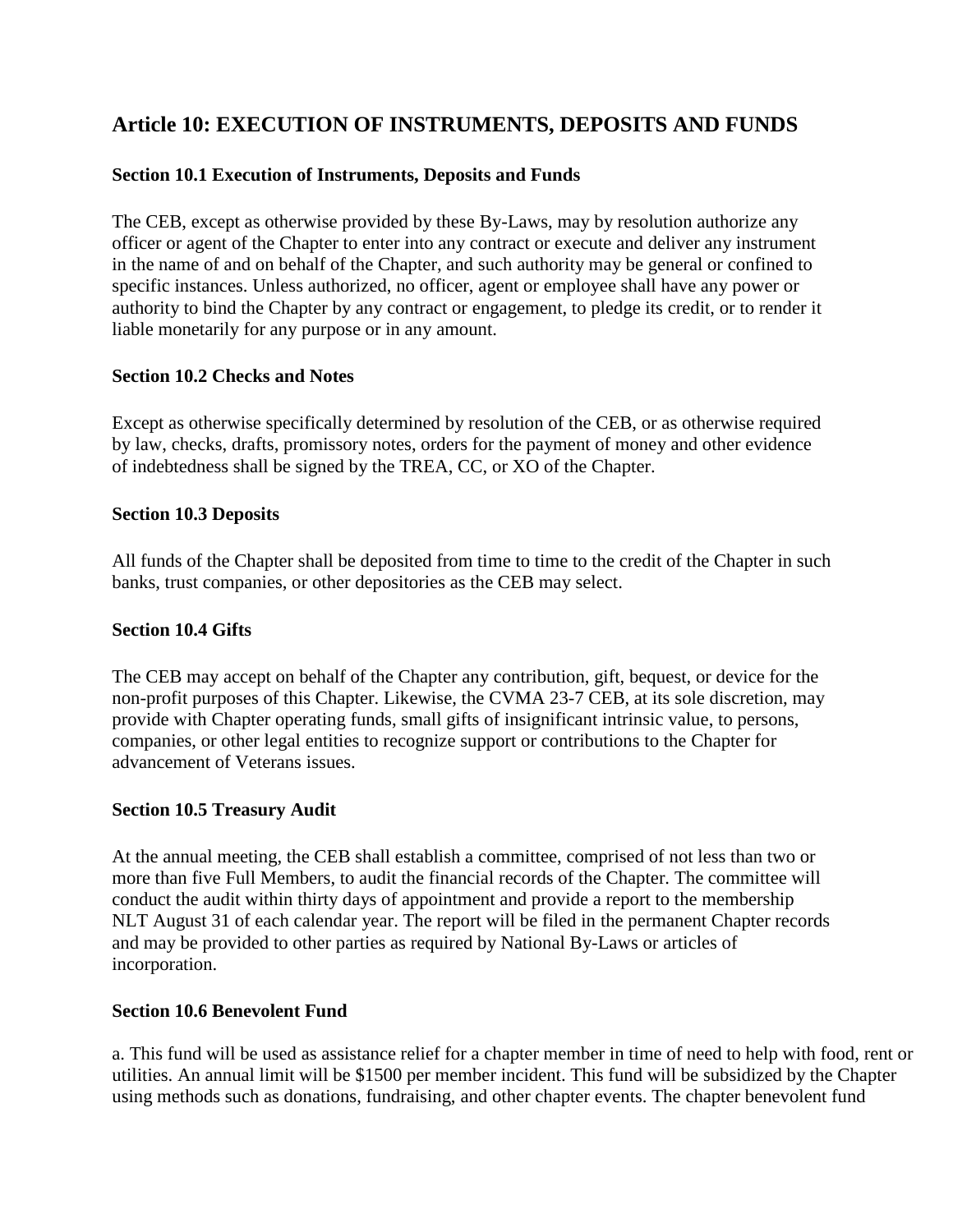## Article 10: EXECUTION OF INSTRUMENTS, DEPOSITS AND FUNDS

### Section 10.1 Execution of Instruments, Deposits and Funds

The CEB, except as otherwise provided by these By-Laws, may by resolution authorize any officer or agent of the Chapter to enter into any contract or execute and deliver any instrument in the name of and on behalf of the Chapter, and such authority may be general or confined to specific instances. Unless authorized, no officer, agent or employee shall have any power or authority to bind the Chapter by any contract or engagement, to pledge its credit, or to render it liable monetarily for any purpose or in any amount.

### Section 10.2 Checks and Notes

Except as otherwise specifically determined by resolution of the CEB, or as otherwise required by law, checks, drafts, promissory notes, orders for the payment of money and other evidence of indebtedness shall be signed by the TREA, CC, or XO of the Chapter.

### Section 10.3 Deposits

All funds of the Chapter shall be deposited from time to time to the credit of the Chapter in such banks, trust companies, or other depositories as the CEB may select.

### Section 10.4 Gifts

The CEB may accept on behalf of the Chapter any contribution, gift, bequest, or device for the non-profit purposes of this Chapter. Likewise, the CVMA 23-7 CEB, at its sole discretion, may provide with Chapter operating funds, small gifts of insignificant intrinsic value, to persons, companies, or other legal entities to recognize support or contributions to the Chapter for advancement of Veterans issues.

### Section 10.5 Treasury Audit

At the annual meeting, the CEB shall establish a committee, comprised of not less than two or more than five Full Members, to audit the financial records of the Chapter. The committee will conduct the audit within thirty days of appointment and provide a report to the membership NLT August 31 of each calendar year. The report will be filed in the permanent Chapter records and may be provided to other parties as required by National By-Laws or articles of incorporation.

### Section 10.6 Benevolent Fund

a. This fund will be used as assistance relief for a chapter member in time of need to help with food, rent or utilities. An annual limit will be $1500 per member incident. This fund will be subsidized by the Chapter using methods such as donations, fundraising, and other chapter events. The chapter benevolent fund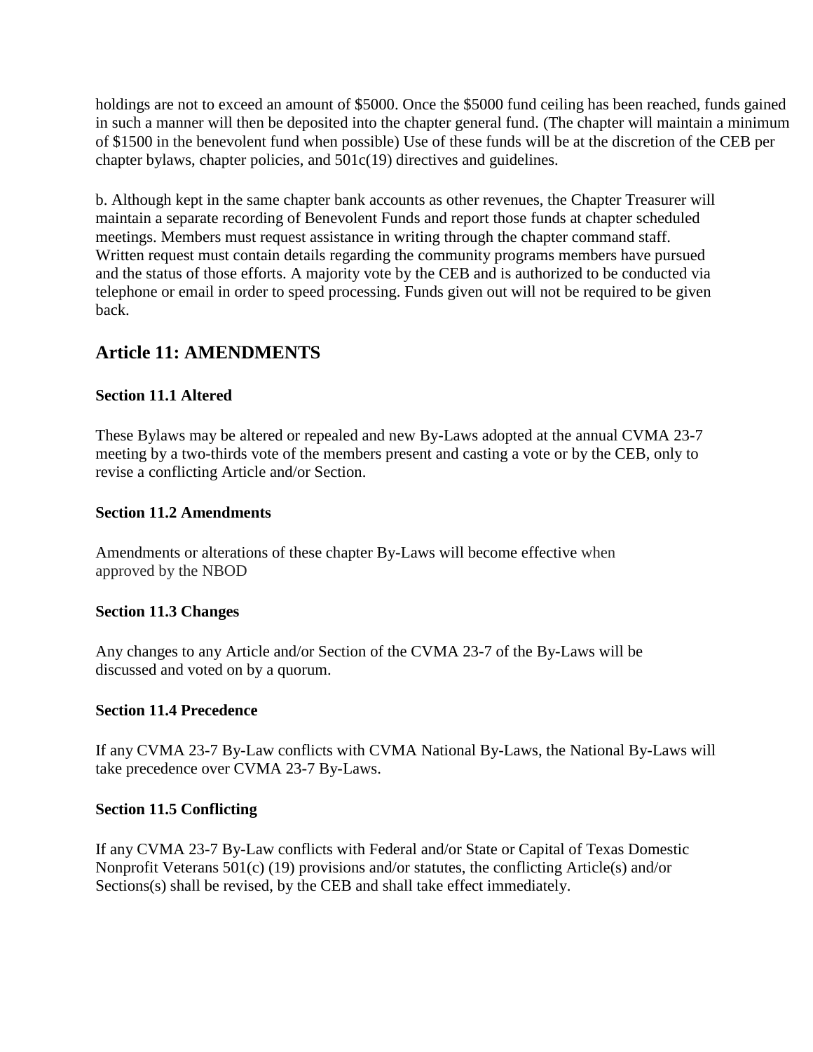holdings are not to exceed an amount of $5000. Once the $5000 fund ceiling has been reached, funds gained in such a manner will then be deposited into the chapter general fund. (The chapter will maintain a minimum of $1500 in the benevolent fund when possible) Use of these funds will be at the discretion of the CEB per chapter bylaws, chapter policies, and 501c(19) directives and guidelines.

b. Although kept in the same chapter bank accounts as other revenues, the Chapter Treasurer will maintain a separate recording of Benevolent Funds and report those funds at chapter scheduled meetings. Members must request assistance in writing through the chapter command staff. Written request must contain details regarding the community programs members have pursued and the status of those efforts. A majority vote by the CEB and is authorized to be conducted via telephone or email in order to speed processing. Funds given out will not be required to be given back.

## Article 11: AMENDMENTS

**Section 11.1 Altered**

These Bylaws may be altered or repealed and new By-Laws adopted at the annual CVMA 23-7 meeting by a two-thirds vote of the members present and casting a vote or by the CEB, only to revise a conflicting Article and/or Section.

**Section 11.2 Amendments**

Amendments or alterations of these chapter By-Laws will become effective when approved by the NBOD

**Section 11.3 Changes**

Any changes to any Article and/or Section of the CVMA 23-7 of the By-Laws will be discussed and voted on by a quorum.

**Section 11.4 Precedence**

If any CVMA 23-7 By-Law conflicts with CVMA National By-Laws, the National By-Laws will take precedence over CVMA 23-7 By-Laws.

**Section 11.5 Conflicting**

If any CVMA 23-7 By-Law conflicts with Federal and/or State or Capital of Texas Domestic Nonprofit Veterans 501(c) (19) provisions and/or statutes, the conflicting Article(s) and/or Sections(s) shall be revised, by the CEB and shall take effect immediately.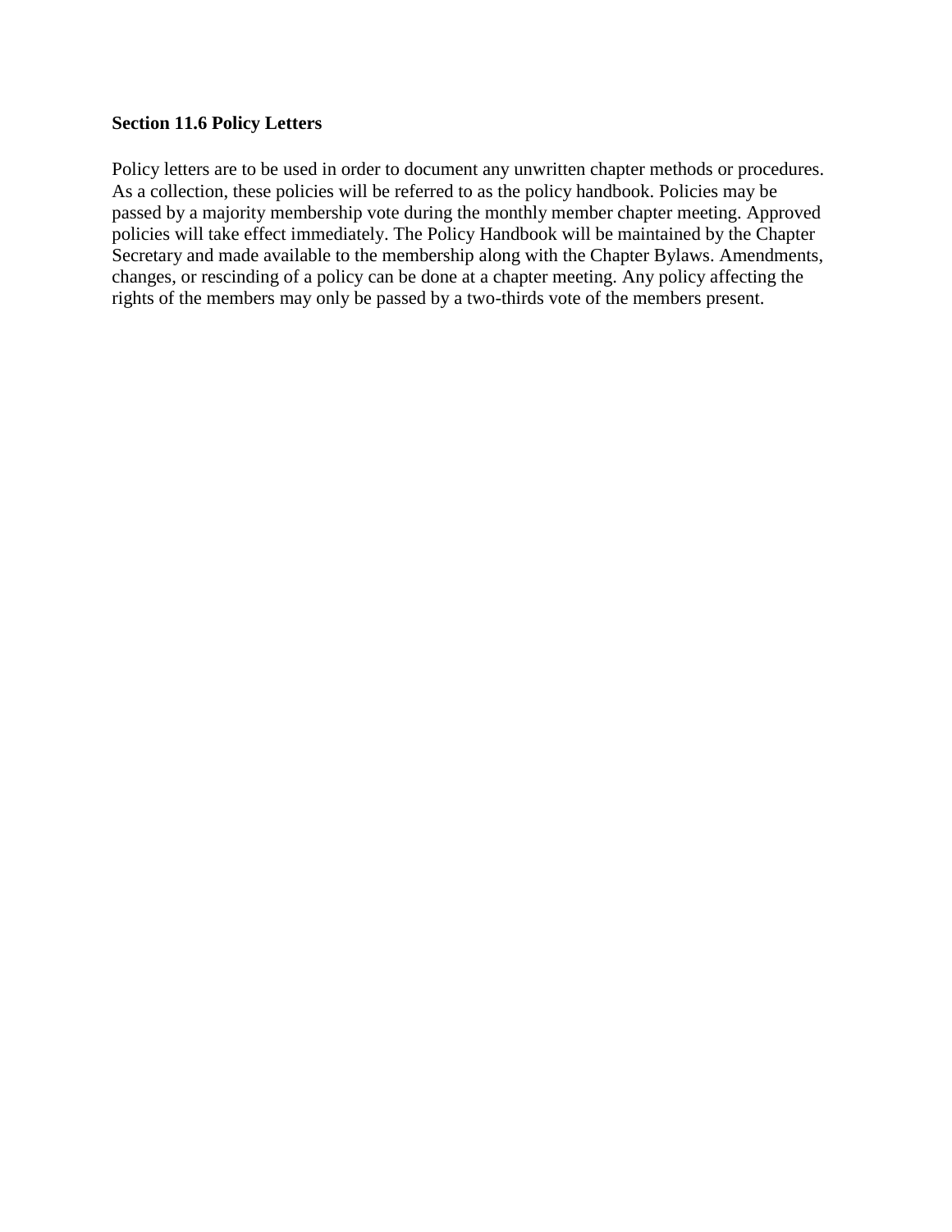**Section 11.6 Policy Letters**

Policy letters are to be used in order to document any unwritten chapter methods or procedures. As a collection, these policies will be referred to as the policy handbook. Policies may be passed by a majority membership vote during the monthly member chapter meeting. Approved policies will take effect immediately. The Policy Handbook will be maintained by the Chapter Secretary and made available to the membership along with the Chapter Bylaws. Amendments, changes, or rescinding of a policy can be done at a chapter meeting. Any policy affecting the rights of the members may only be passed by a two-thirds vote of the members present.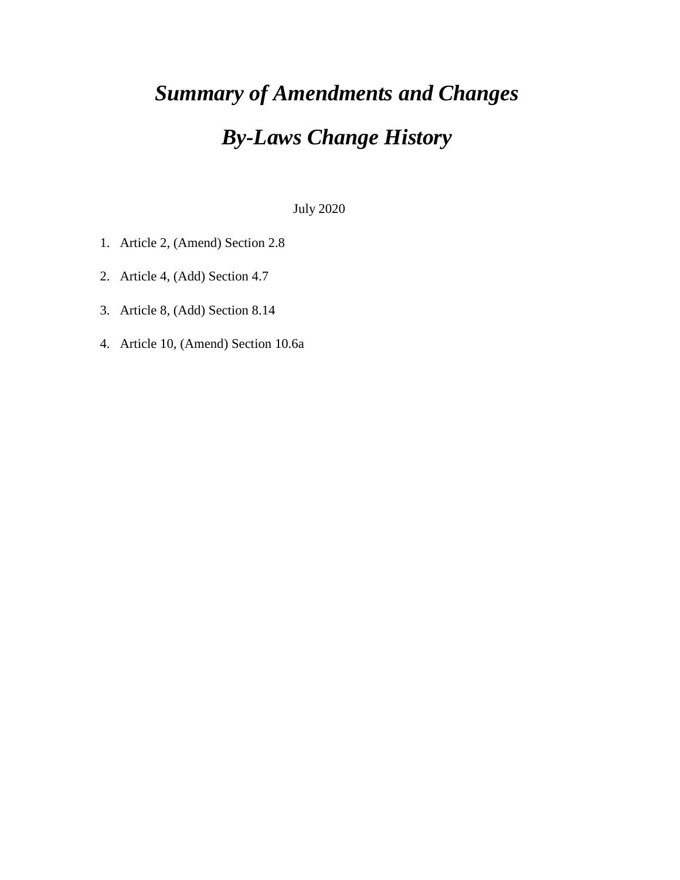# *Summary of Amendments and Changes*

# *By-Laws Change History*

July 2020

1. Article 2, (Amend) Section 2.8
2. Article 4, (Add) Section 4.7
3. Article 8, (Add) Section 8.14
4. Article 10, (Amend) Section 10.6a